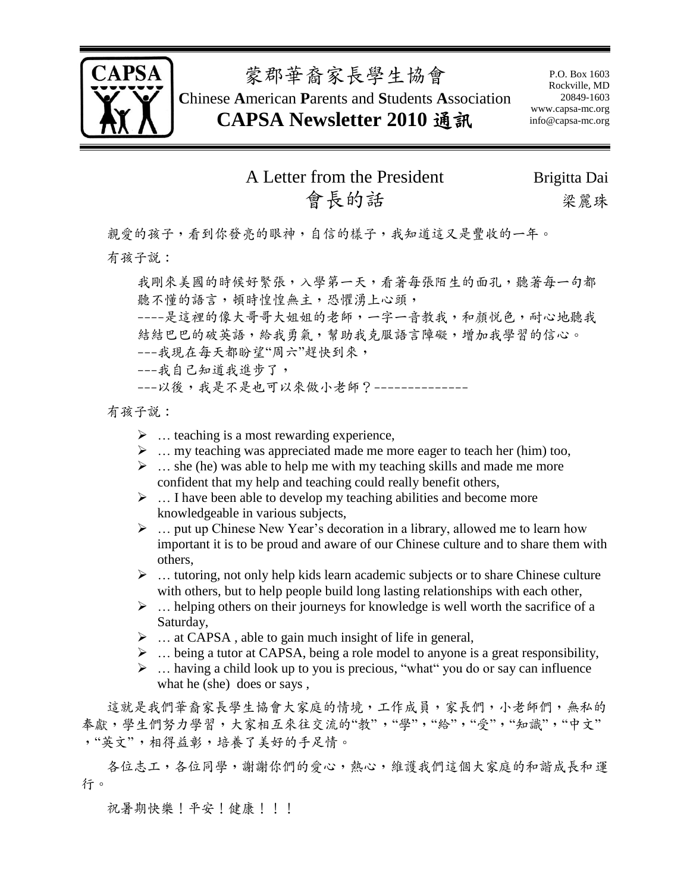# 蒙郡華裔家長學生協會

**C**hinese **A**merican **P**arents and **S**tudents **A**ssociation

**CAPSA Newsletter 2010 通訊**

P.O. Box 1603
Rockville, MD
20849-1603
www.capsa-mc.org
info@capsa-mc.org

## A Letter from the President 會長的話

Brigitta Dai 梁麗珠

親愛的孩子，看到你發亮的眼神，自信的樣子，我知道這又是豐收的一年。

有孩子說：

我剛來美國的時候好緊張，入學第一天，看著每張陌生的面孔，聽著每一句都聽不懂的語言，頓時惶惶無主，恐懼湧上心頭，
----是這裡的像大哥哥大姐姐的老師，一字一音教我，和顏悅色，耐心地聽我結結巴巴的破英語，給我勇氣，幫助我克服語言障礙，增加我學習的信心。
---我現在每天都盼望"周六"趕快到來，
---我自己知道我進步了，
---以後，我是不是也可以來做小老師？--------------

有孩子說：

- … teaching is a most rewarding experience,
- … my teaching was appreciated made me more eager to teach her (him) too,
- … she (he) was able to help me with my teaching skills and made me more confident that my help and teaching could really benefit others,
- … I have been able to develop my teaching abilities and become more knowledgeable in various subjects,
- … put up Chinese New Year's decoration in a library, allowed me to learn how important it is to be proud and aware of our Chinese culture and to share them with others,
- … tutoring, not only help kids learn academic subjects or to share Chinese culture with others, but to help people build long lasting relationships with each other,
- … helping others on their journeys for knowledge is well worth the sacrifice of a Saturday,
- … at CAPSA , able to gain much insight of life in general,
- … being a tutor at CAPSA, being a role model to anyone is a great responsibility,
- … having a child look up to you is precious, "what" you do or say can influence what he (she) does or says ,

這就是我們華裔家長學生協會大家庭的情境，工作成員，家長們，小老師們，無私的奉獻，學生們努力學習，大家相互來往交流的"教"，"學"，"給"，"受"，"知識"，"中文"，"英文"，相得益彰，培養了美好的手足情。

各位志工，各位同學，謝謝你們的愛心，熱心，維護我們這個大家庭的和諧成長和運行。

祝暑期快樂！平安！健康！！！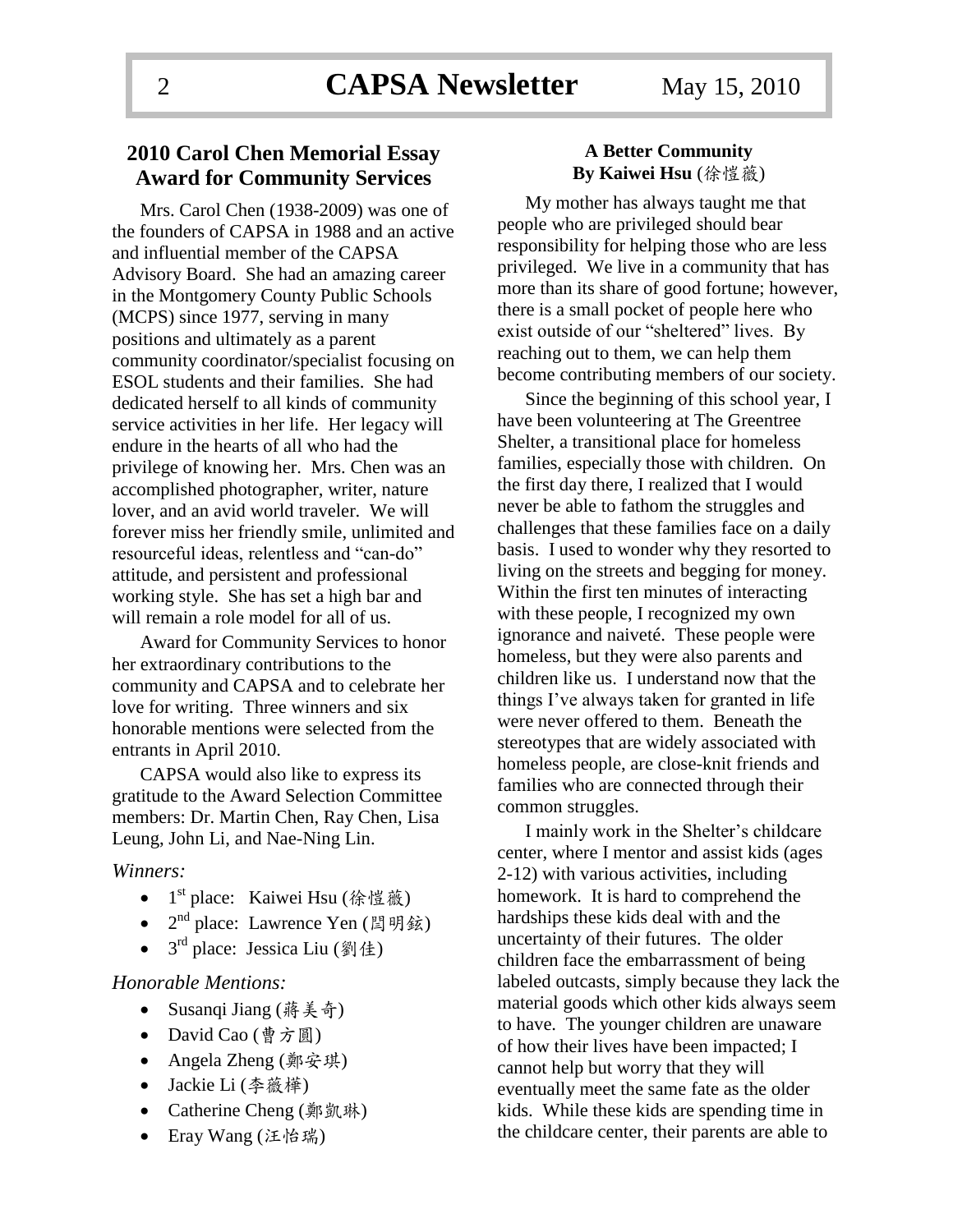## 2010 Carol Chen Memorial Essay Award for Community Services

Mrs. Carol Chen (1938-2009) was one of the founders of CAPSA in 1988 and an active and influential member of the CAPSA Advisory Board. She had an amazing career in the Montgomery County Public Schools (MCPS) since 1977, serving in many positions and ultimately as a parent community coordinator/specialist focusing on ESOL students and their families. She had dedicated herself to all kinds of community service activities in her life. Her legacy will endure in the hearts of all who had the privilege of knowing her. Mrs. Chen was an accomplished photographer, writer, nature lover, and an avid world traveler. We will forever miss her friendly smile, unlimited and resourceful ideas, relentless and "can-do" attitude, and persistent and professional working style. She has set a high bar and will remain a role model for all of us.

Award for Community Services to honor her extraordinary contributions to the community and CAPSA and to celebrate her love for writing. Three winners and six honorable mentions were selected from the entrants in April 2010.

CAPSA would also like to express its gratitude to the Award Selection Committee members: Dr. Martin Chen, Ray Chen, Lisa Leung, John Li, and Nae-Ning Lin.

*Winners:*

- 1st place: Kaiwei Hsu (徐愷薇)
- 2nd place: Lawrence Yen (閆明鉉)
- 3rd place: Jessica Liu (劉佳)

*Honorable Mentions:*

- Susanqi Jiang (蔣美奇)
- David Cao (曹方圓)
- Angela Zheng (鄭安琪)
- Jackie Li (李薇樺)
- Catherine Cheng (鄭凱琳)
- Eray Wang (汪怡瑞)

### A Better Community
**By Kaiwei Hsu** (徐愷薇)

My mother has always taught me that people who are privileged should bear responsibility for helping those who are less privileged. We live in a community that has more than its share of good fortune; however, there is a small pocket of people here who exist outside of our "sheltered" lives. By reaching out to them, we can help them become contributing members of our society.

Since the beginning of this school year, I have been volunteering at The Greentree Shelter, a transitional place for homeless families, especially those with children. On the first day there, I realized that I would never be able to fathom the struggles and challenges that these families face on a daily basis. I used to wonder why they resorted to living on the streets and begging for money. Within the first ten minutes of interacting with these people, I recognized my own ignorance and naiveté. These people were homeless, but they were also parents and children like us. I understand now that the things I've always taken for granted in life were never offered to them. Beneath the stereotypes that are widely associated with homeless people, are close-knit friends and families who are connected through their common struggles.

I mainly work in the Shelter's childcare center, where I mentor and assist kids (ages 2-12) with various activities, including homework. It is hard to comprehend the hardships these kids deal with and the uncertainty of their futures. The older children face the embarrassment of being labeled outcasts, simply because they lack the material goods which other kids always seem to have. The younger children are unaware of how their lives have been impacted; I cannot help but worry that they will eventually meet the same fate as the older kids. While these kids are spending time in the childcare center, their parents are able to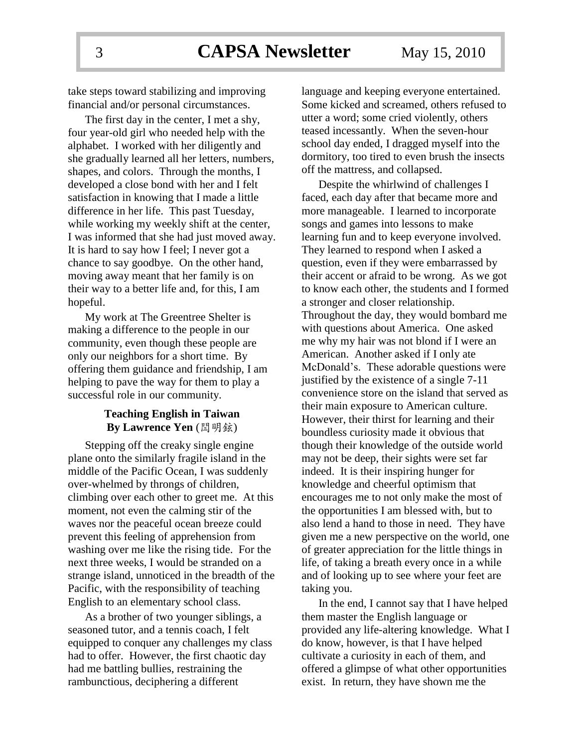take steps toward stabilizing and improving financial and/or personal circumstances.

The first day in the center, I met a shy, four year-old girl who needed help with the alphabet. I worked with her diligently and she gradually learned all her letters, numbers, shapes, and colors. Through the months, I developed a close bond with her and I felt satisfaction in knowing that I made a little difference in her life. This past Tuesday, while working my weekly shift at the center, I was informed that she had just moved away. It is hard to say how I feel; I never got a chance to say goodbye. On the other hand, moving away meant that her family is on their way to a better life and, for this, I am hopeful.

My work at The Greentree Shelter is making a difference to the people in our community, even though these people are only our neighbors for a short time. By offering them guidance and friendship, I am helping to pave the way for them to play a successful role in our community.

### Teaching English in Taiwan
**By Lawrence Yen** (閆明鉉)

Stepping off the creaky single engine plane onto the similarly fragile island in the middle of the Pacific Ocean, I was suddenly over-whelmed by throngs of children, climbing over each other to greet me. At this moment, not even the calming stir of the waves nor the peaceful ocean breeze could prevent this feeling of apprehension from washing over me like the rising tide. For the next three weeks, I would be stranded on a strange island, unnoticed in the breadth of the Pacific, with the responsibility of teaching English to an elementary school class.

As a brother of two younger siblings, a seasoned tutor, and a tennis coach, I felt equipped to conquer any challenges my class had to offer. However, the first chaotic day had me battling bullies, restraining the rambunctious, deciphering a different language and keeping everyone entertained. Some kicked and screamed, others refused to utter a word; some cried violently, others teased incessantly. When the seven-hour school day ended, I dragged myself into the dormitory, too tired to even brush the insects off the mattress, and collapsed.

Despite the whirlwind of challenges I faced, each day after that became more and more manageable. I learned to incorporate songs and games into lessons to make learning fun and to keep everyone involved. They learned to respond when I asked a question, even if they were embarrassed by their accent or afraid to be wrong. As we got to know each other, the students and I formed a stronger and closer relationship. Throughout the day, they would bombard me with questions about America. One asked me why my hair was not blond if I were an American. Another asked if I only ate McDonald's. These adorable questions were justified by the existence of a single 7-11 convenience store on the island that served as their main exposure to American culture. However, their thirst for learning and their boundless curiosity made it obvious that though their knowledge of the outside world may not be deep, their sights were set far indeed. It is their inspiring hunger for knowledge and cheerful optimism that encourages me to not only make the most of the opportunities I am blessed with, but to also lend a hand to those in need. They have given me a new perspective on the world, one of greater appreciation for the little things in life, of taking a breath every once in a while and of looking up to see where your feet are taking you.

In the end, I cannot say that I have helped them master the English language or provided any life-altering knowledge. What I do know, however, is that I have helped cultivate a curiosity in each of them, and offered a glimpse of what other opportunities exist. In return, they have shown me the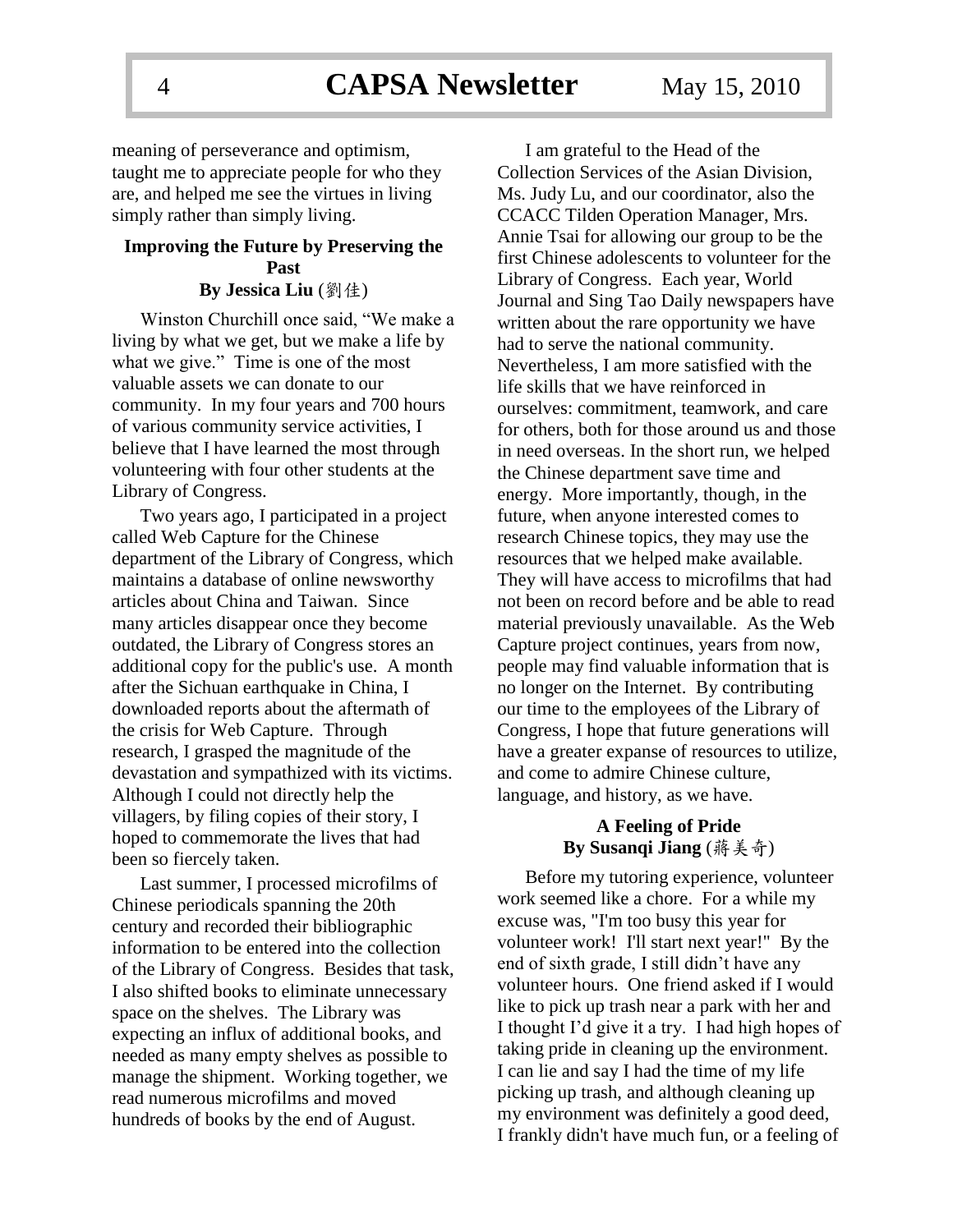meaning of perseverance and optimism, taught me to appreciate people for who they are, and helped me see the virtues in living simply rather than simply living.

### Improving the Future by Preserving the Past
**By Jessica Liu (劉佳)**

Winston Churchill once said, "We make a living by what we get, but we make a life by what we give." Time is one of the most valuable assets we can donate to our community. In my four years and 700 hours of various community service activities, I believe that I have learned the most through volunteering with four other students at the Library of Congress.

Two years ago, I participated in a project called Web Capture for the Chinese department of the Library of Congress, which maintains a database of online newsworthy articles about China and Taiwan. Since many articles disappear once they become outdated, the Library of Congress stores an additional copy for the public's use. A month after the Sichuan earthquake in China, I downloaded reports about the aftermath of the crisis for Web Capture. Through research, I grasped the magnitude of the devastation and sympathized with its victims. Although I could not directly help the villagers, by filing copies of their story, I hoped to commemorate the lives that had been so fiercely taken.

Last summer, I processed microfilms of Chinese periodicals spanning the 20th century and recorded their bibliographic information to be entered into the collection of the Library of Congress. Besides that task, I also shifted books to eliminate unnecessary space on the shelves. The Library was expecting an influx of additional books, and needed as many empty shelves as possible to manage the shipment. Working together, we read numerous microfilms and moved hundreds of books by the end of August.

I am grateful to the Head of the Collection Services of the Asian Division, Ms. Judy Lu, and our coordinator, also the CCACC Tilden Operation Manager, Mrs. Annie Tsai for allowing our group to be the first Chinese adolescents to volunteer for the Library of Congress. Each year, World Journal and Sing Tao Daily newspapers have written about the rare opportunity we have had to serve the national community. Nevertheless, I am more satisfied with the life skills that we have reinforced in ourselves: commitment, teamwork, and care for others, both for those around us and those in need overseas. In the short run, we helped the Chinese department save time and energy. More importantly, though, in the future, when anyone interested comes to research Chinese topics, they may use the resources that we helped make available. They will have access to microfilms that had not been on record before and be able to read material previously unavailable. As the Web Capture project continues, years from now, people may find valuable information that is no longer on the Internet. By contributing our time to the employees of the Library of Congress, I hope that future generations will have a greater expanse of resources to utilize, and come to admire Chinese culture, language, and history, as we have.

### A Feeling of Pride
**By Susanqi Jiang (蔣美奇)**

Before my tutoring experience, volunteer work seemed like a chore. For a while my excuse was, "I'm too busy this year for volunteer work! I'll start next year!" By the end of sixth grade, I still didn't have any volunteer hours. One friend asked if I would like to pick up trash near a park with her and I thought I'd give it a try. I had high hopes of taking pride in cleaning up the environment. I can lie and say I had the time of my life picking up trash, and although cleaning up my environment was definitely a good deed, I frankly didn't have much fun, or a feeling of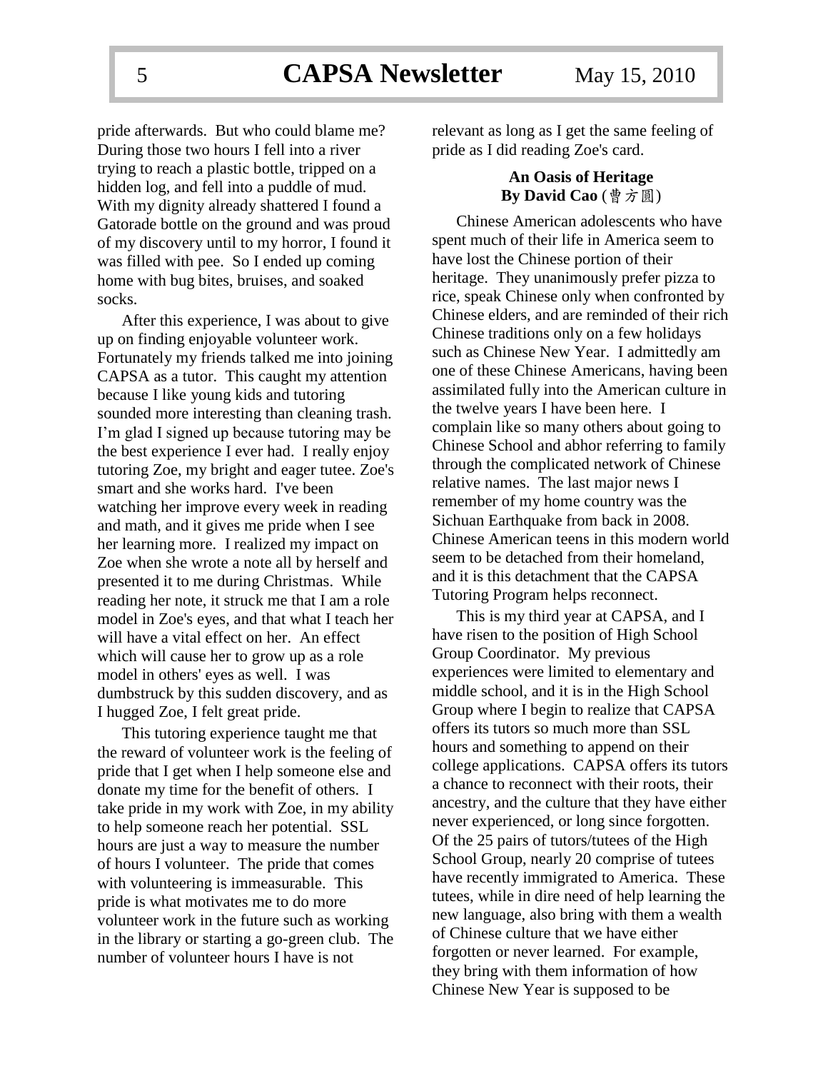pride afterwards. But who could blame me? During those two hours I fell into a river trying to reach a plastic bottle, tripped on a hidden log, and fell into a puddle of mud. With my dignity already shattered I found a Gatorade bottle on the ground and was proud of my discovery until to my horror, I found it was filled with pee. So I ended up coming home with bug bites, bruises, and soaked socks.

After this experience, I was about to give up on finding enjoyable volunteer work. Fortunately my friends talked me into joining CAPSA as a tutor. This caught my attention because I like young kids and tutoring sounded more interesting than cleaning trash. I'm glad I signed up because tutoring may be the best experience I ever had. I really enjoy tutoring Zoe, my bright and eager tutee. Zoe's smart and she works hard. I've been watching her improve every week in reading and math, and it gives me pride when I see her learning more. I realized my impact on Zoe when she wrote a note all by herself and presented it to me during Christmas. While reading her note, it struck me that I am a role model in Zoe's eyes, and that what I teach her will have a vital effect on her. An effect which will cause her to grow up as a role model in others' eyes as well. I was dumbstruck by this sudden discovery, and as I hugged Zoe, I felt great pride.

This tutoring experience taught me that the reward of volunteer work is the feeling of pride that I get when I help someone else and donate my time for the benefit of others. I take pride in my work with Zoe, in my ability to help someone reach her potential. SSL hours are just a way to measure the number of hours I volunteer. The pride that comes with volunteering is immeasurable. This pride is what motivates me to do more volunteer work in the future such as working in the library or starting a go-green club. The number of volunteer hours I have is not relevant as long as I get the same feeling of pride as I did reading Zoe's card.

### An Oasis of Heritage
**By David Cao** (曹方圓)

Chinese American adolescents who have spent much of their life in America seem to have lost the Chinese portion of their heritage. They unanimously prefer pizza to rice, speak Chinese only when confronted by Chinese elders, and are reminded of their rich Chinese traditions only on a few holidays such as Chinese New Year. I admittedly am one of these Chinese Americans, having been assimilated fully into the American culture in the twelve years I have been here. I complain like so many others about going to Chinese School and abhor referring to family through the complicated network of Chinese relative names. The last major news I remember of my home country was the Sichuan Earthquake from back in 2008. Chinese American teens in this modern world seem to be detached from their homeland, and it is this detachment that the CAPSA Tutoring Program helps reconnect.

This is my third year at CAPSA, and I have risen to the position of High School Group Coordinator. My previous experiences were limited to elementary and middle school, and it is in the High School Group where I begin to realize that CAPSA offers its tutors so much more than SSL hours and something to append on their college applications. CAPSA offers its tutors a chance to reconnect with their roots, their ancestry, and the culture that they have either never experienced, or long since forgotten. Of the 25 pairs of tutors/tutees of the High School Group, nearly 20 comprise of tutees have recently immigrated to America. These tutees, while in dire need of help learning the new language, also bring with them a wealth of Chinese culture that we have either forgotten or never learned. For example, they bring with them information of how Chinese New Year is supposed to be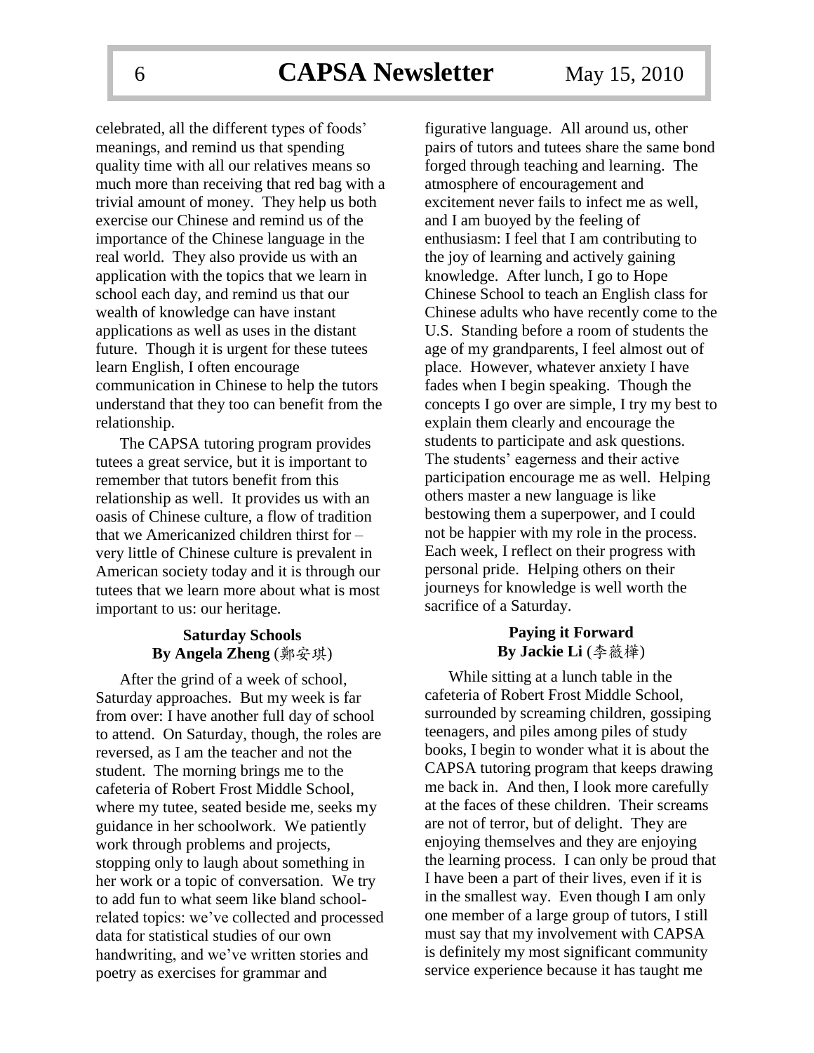celebrated, all the different types of foods' meanings, and remind us that spending quality time with all our relatives means so much more than receiving that red bag with a trivial amount of money. They help us both exercise our Chinese and remind us of the importance of the Chinese language in the real world. They also provide us with an application with the topics that we learn in school each day, and remind us that our wealth of knowledge can have instant applications as well as uses in the distant future. Though it is urgent for these tutees learn English, I often encourage communication in Chinese to help the tutors understand that they too can benefit from the relationship.

The CAPSA tutoring program provides tutees a great service, but it is important to remember that tutors benefit from this relationship as well. It provides us with an oasis of Chinese culture, a flow of tradition that we Americanized children thirst for – very little of Chinese culture is prevalent in American society today and it is through our tutees that we learn more about what is most important to us: our heritage.

### Saturday Schools
**By Angela Zheng** (鄭安琪)

After the grind of a week of school, Saturday approaches. But my week is far from over: I have another full day of school to attend. On Saturday, though, the roles are reversed, as I am the teacher and not the student. The morning brings me to the cafeteria of Robert Frost Middle School, where my tutee, seated beside me, seeks my guidance in her schoolwork. We patiently work through problems and projects, stopping only to laugh about something in her work or a topic of conversation. We try to add fun to what seem like bland school-related topics: we've collected and processed data for statistical studies of our own handwriting, and we've written stories and poetry as exercises for grammar and figurative language. All around us, other pairs of tutors and tutees share the same bond forged through teaching and learning. The atmosphere of encouragement and excitement never fails to infect me as well, and I am buoyed by the feeling of enthusiasm: I feel that I am contributing to the joy of learning and actively gaining knowledge. After lunch, I go to Hope Chinese School to teach an English class for Chinese adults who have recently come to the U.S. Standing before a room of students the age of my grandparents, I feel almost out of place. However, whatever anxiety I have fades when I begin speaking. Though the concepts I go over are simple, I try my best to explain them clearly and encourage the students to participate and ask questions. The students' eagerness and their active participation encourage me as well. Helping others master a new language is like bestowing them a superpower, and I could not be happier with my role in the process. Each week, I reflect on their progress with personal pride. Helping others on their journeys for knowledge is well worth the sacrifice of a Saturday.

### Paying it Forward
**By Jackie Li** (李薇樺)

While sitting at a lunch table in the cafeteria of Robert Frost Middle School, surrounded by screaming children, gossiping teenagers, and piles among piles of study books, I begin to wonder what it is about the CAPSA tutoring program that keeps drawing me back in. And then, I look more carefully at the faces of these children. Their screams are not of terror, but of delight. They are enjoying themselves and they are enjoying the learning process. I can only be proud that I have been a part of their lives, even if it is in the smallest way. Even though I am only one member of a large group of tutors, I still must say that my involvement with CAPSA is definitely my most significant community service experience because it has taught me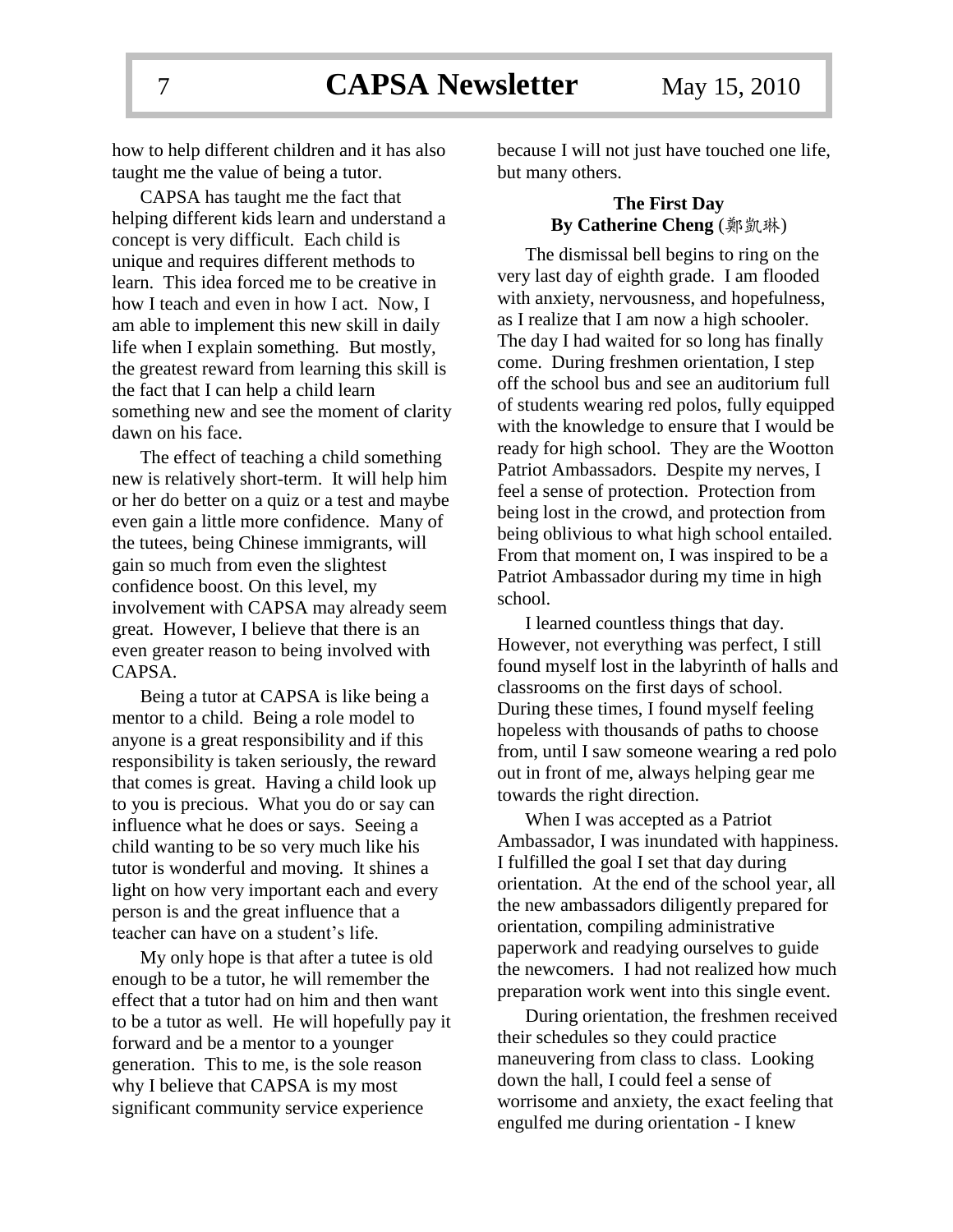how to help different children and it has also taught me the value of being a tutor.

CAPSA has taught me the fact that helping different kids learn and understand a concept is very difficult. Each child is unique and requires different methods to learn. This idea forced me to be creative in how I teach and even in how I act. Now, I am able to implement this new skill in daily life when I explain something. But mostly, the greatest reward from learning this skill is the fact that I can help a child learn something new and see the moment of clarity dawn on his face.

The effect of teaching a child something new is relatively short-term. It will help him or her do better on a quiz or a test and maybe even gain a little more confidence. Many of the tutees, being Chinese immigrants, will gain so much from even the slightest confidence boost. On this level, my involvement with CAPSA may already seem great. However, I believe that there is an even greater reason to being involved with CAPSA.

Being a tutor at CAPSA is like being a mentor to a child. Being a role model to anyone is a great responsibility and if this responsibility is taken seriously, the reward that comes is great. Having a child look up to you is precious. What you do or say can influence what he does or says. Seeing a child wanting to be so very much like his tutor is wonderful and moving. It shines a light on how very important each and every person is and the great influence that a teacher can have on a student's life.

My only hope is that after a tutee is old enough to be a tutor, he will remember the effect that a tutor had on him and then want to be a tutor as well. He will hopefully pay it forward and be a mentor to a younger generation. This to me, is the sole reason why I believe that CAPSA is my most significant community service experience because I will not just have touched one life, but many others.

## The First Day

**By Catherine Cheng** (鄭凱琳)

The dismissal bell begins to ring on the very last day of eighth grade. I am flooded with anxiety, nervousness, and hopefulness, as I realize that I am now a high schooler. The day I had waited for so long has finally come. During freshmen orientation, I step off the school bus and see an auditorium full of students wearing red polos, fully equipped with the knowledge to ensure that I would be ready for high school. They are the Wootton Patriot Ambassadors. Despite my nerves, I feel a sense of protection. Protection from being lost in the crowd, and protection from being oblivious to what high school entailed. From that moment on, I was inspired to be a Patriot Ambassador during my time in high school.

I learned countless things that day. However, not everything was perfect, I still found myself lost in the labyrinth of halls and classrooms on the first days of school. During these times, I found myself feeling hopeless with thousands of paths to choose from, until I saw someone wearing a red polo out in front of me, always helping gear me towards the right direction.

When I was accepted as a Patriot Ambassador, I was inundated with happiness. I fulfilled the goal I set that day during orientation. At the end of the school year, all the new ambassadors diligently prepared for orientation, compiling administrative paperwork and readying ourselves to guide the newcomers. I had not realized how much preparation work went into this single event.

During orientation, the freshmen received their schedules so they could practice maneuvering from class to class. Looking down the hall, I could feel a sense of worrisome and anxiety, the exact feeling that engulfed me during orientation - I knew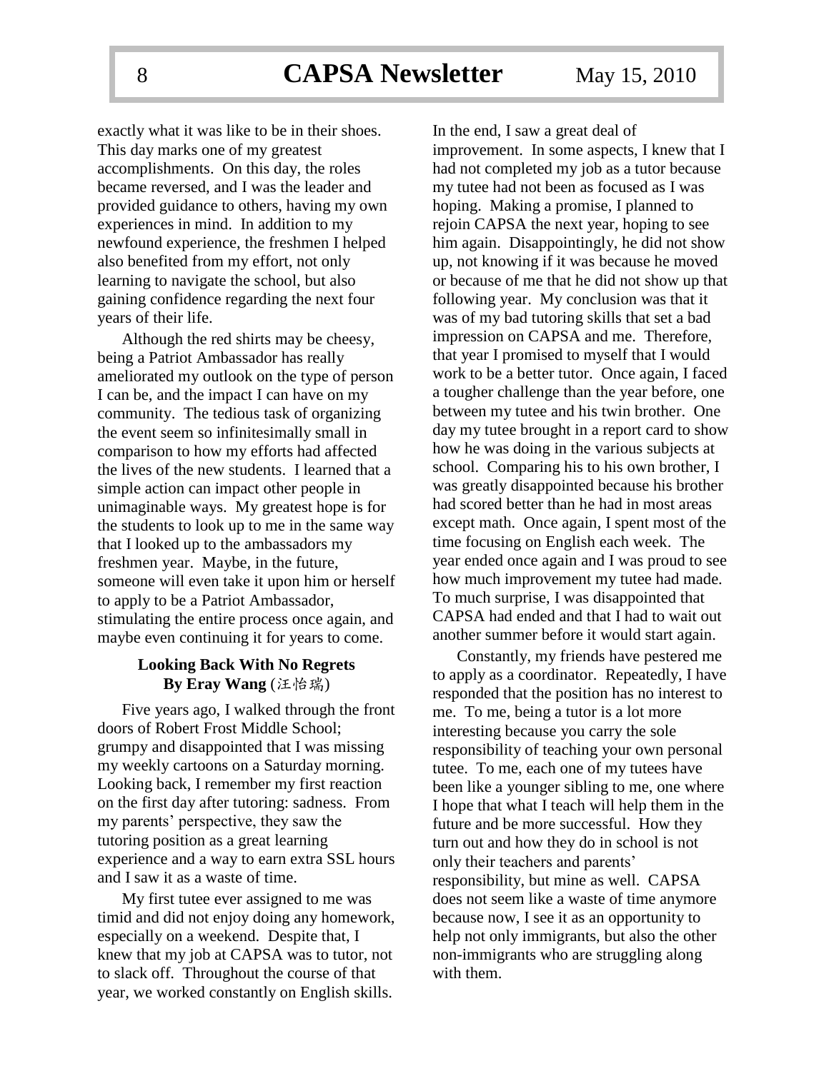exactly what it was like to be in their shoes. This day marks one of my greatest accomplishments. On this day, the roles became reversed, and I was the leader and provided guidance to others, having my own experiences in mind. In addition to my newfound experience, the freshmen I helped also benefited from my effort, not only learning to navigate the school, but also gaining confidence regarding the next four years of their life.

Although the red shirts may be cheesy, being a Patriot Ambassador has really ameliorated my outlook on the type of person I can be, and the impact I can have on my community. The tedious task of organizing the event seem so infinitesimally small in comparison to how my efforts had affected the lives of the new students. I learned that a simple action can impact other people in unimaginable ways. My greatest hope is for the students to look up to me in the same way that I looked up to the ambassadors my freshmen year. Maybe, in the future, someone will even take it upon him or herself to apply to be a Patriot Ambassador, stimulating the entire process once again, and maybe even continuing it for years to come.

### Looking Back With No Regrets
**By Eray Wang** (汪怡瑞)

Five years ago, I walked through the front doors of Robert Frost Middle School; grumpy and disappointed that I was missing my weekly cartoons on a Saturday morning. Looking back, I remember my first reaction on the first day after tutoring: sadness. From my parents' perspective, they saw the tutoring position as a great learning experience and a way to earn extra SSL hours and I saw it as a waste of time.

My first tutee ever assigned to me was timid and did not enjoy doing any homework, especially on a weekend. Despite that, I knew that my job at CAPSA was to tutor, not to slack off. Throughout the course of that year, we worked constantly on English skills. In the end, I saw a great deal of improvement. In some aspects, I knew that I had not completed my job as a tutor because my tutee had not been as focused as I was hoping. Making a promise, I planned to rejoin CAPSA the next year, hoping to see him again. Disappointingly, he did not show up, not knowing if it was because he moved or because of me that he did not show up that following year. My conclusion was that it was of my bad tutoring skills that set a bad impression on CAPSA and me. Therefore, that year I promised to myself that I would work to be a better tutor. Once again, I faced a tougher challenge than the year before, one between my tutee and his twin brother. One day my tutee brought in a report card to show how he was doing in the various subjects at school. Comparing his to his own brother, I was greatly disappointed because his brother had scored better than he had in most areas except math. Once again, I spent most of the time focusing on English each week. The year ended once again and I was proud to see how much improvement my tutee had made. To much surprise, I was disappointed that CAPSA had ended and that I had to wait out another summer before it would start again.

Constantly, my friends have pestered me to apply as a coordinator. Repeatedly, I have responded that the position has no interest to me. To me, being a tutor is a lot more interesting because you carry the sole responsibility of teaching your own personal tutee. To me, each one of my tutees have been like a younger sibling to me, one where I hope that what I teach will help them in the future and be more successful. How they turn out and how they do in school is not only their teachers and parents' responsibility, but mine as well. CAPSA does not seem like a waste of time anymore because now, I see it as an opportunity to help not only immigrants, but also the other non-immigrants who are struggling along with them.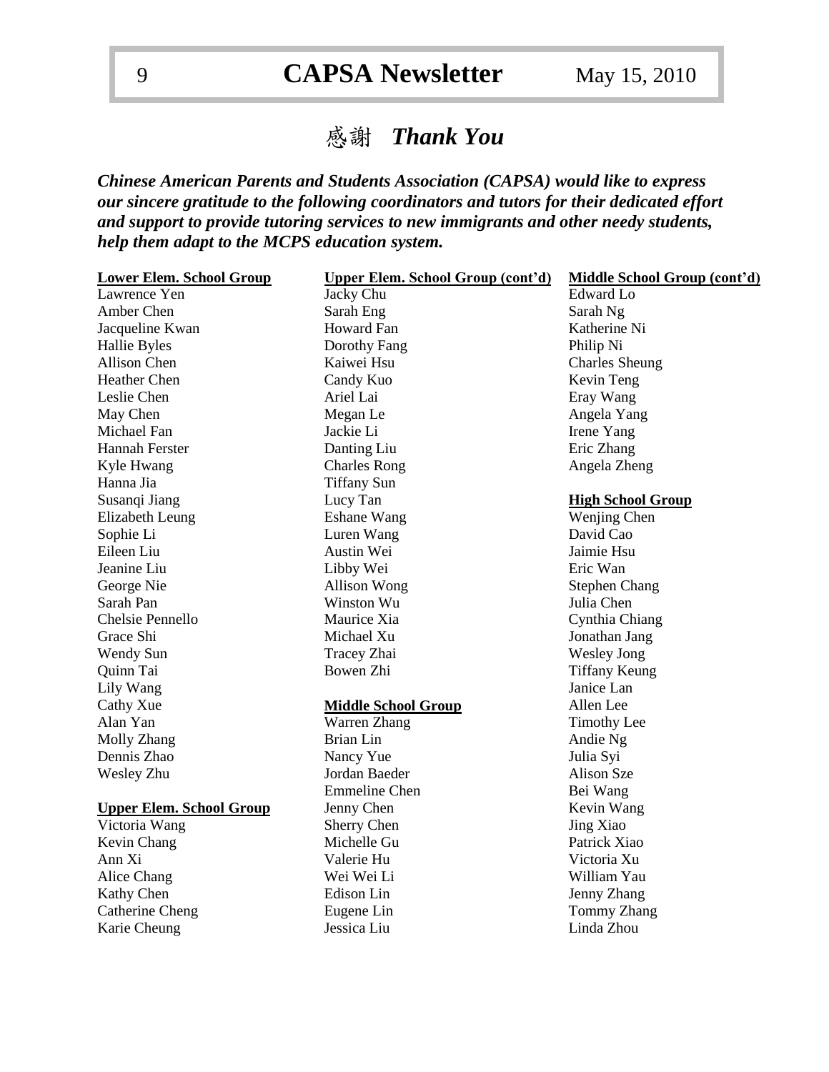# 感謝 *Thank You*

***Chinese American Parents and Students Association (CAPSA) would like to express our sincere gratitude to the following coordinators and tutors for their dedicated effort and support to provide tutoring services to new immigrants and other needy students, help them adapt to the MCPS education system.***

**Lower Elem. School Group**

Lawrence Yen
Amber Chen
Jacqueline Kwan
Hallie Byles
Allison Chen
Heather Chen
Leslie Chen
May Chen
Michael Fan
Hannah Ferster
Kyle Hwang
Hanna Jia
Susanqi Jiang
Elizabeth Leung
Sophie Li
Eileen Liu
Jeanine Liu
George Nie
Sarah Pan
Chelsie Pennello
Grace Shi
Wendy Sun
Quinn Tai
Lily Wang
Cathy Xue
Alan Yan
Molly Zhang
Dennis Zhao
Wesley Zhu

**Upper Elem. School Group**

Victoria Wang
Kevin Chang
Ann Xi
Alice Chang
Kathy Chen
Catherine Cheng
Karie Cheung
Jacky Chu
Sarah Eng
Howard Fan
Dorothy Fang
Kaiwei Hsu
Candy Kuo
Ariel Lai
Megan Le
Jackie Li
Danting Liu
Charles Rong
Tiffany Sun
Lucy Tan
Eshane Wang
Luren Wang
Austin Wei
Libby Wei
Allison Wong
Winston Wu
Maurice Xia
Michael Xu
Tracey Zhai
Bowen Zhi

**Middle School Group**

Warren Zhang
Brian Lin
Nancy Yue
Jordan Baeder
Emmeline Chen
Jenny Chen
Sherry Chen
Michelle Gu
Valerie Hu
Wei Wei Li
Edison Lin
Eugene Lin
Jessica Liu
Edward Lo
Sarah Ng
Katherine Ni
Philip Ni
Charles Sheung
Kevin Teng
Eray Wang
Angela Yang
Irene Yang
Eric Zhang
Angela Zheng

**High School Group**

Wenjing Chen
David Cao
Jaimie Hsu
Eric Wan
Stephen Chang
Julia Chen
Cynthia Chiang
Jonathan Jang
Wesley Jong
Tiffany Keung
Janice Lan
Allen Lee
Timothy Lee
Andie Ng
Julia Syi
Alison Sze
Bei Wang
Kevin Wang
Jing Xiao
Patrick Xiao
Victoria Xu
William Yau
Jenny Zhang
Tommy Zhang
Linda Zhou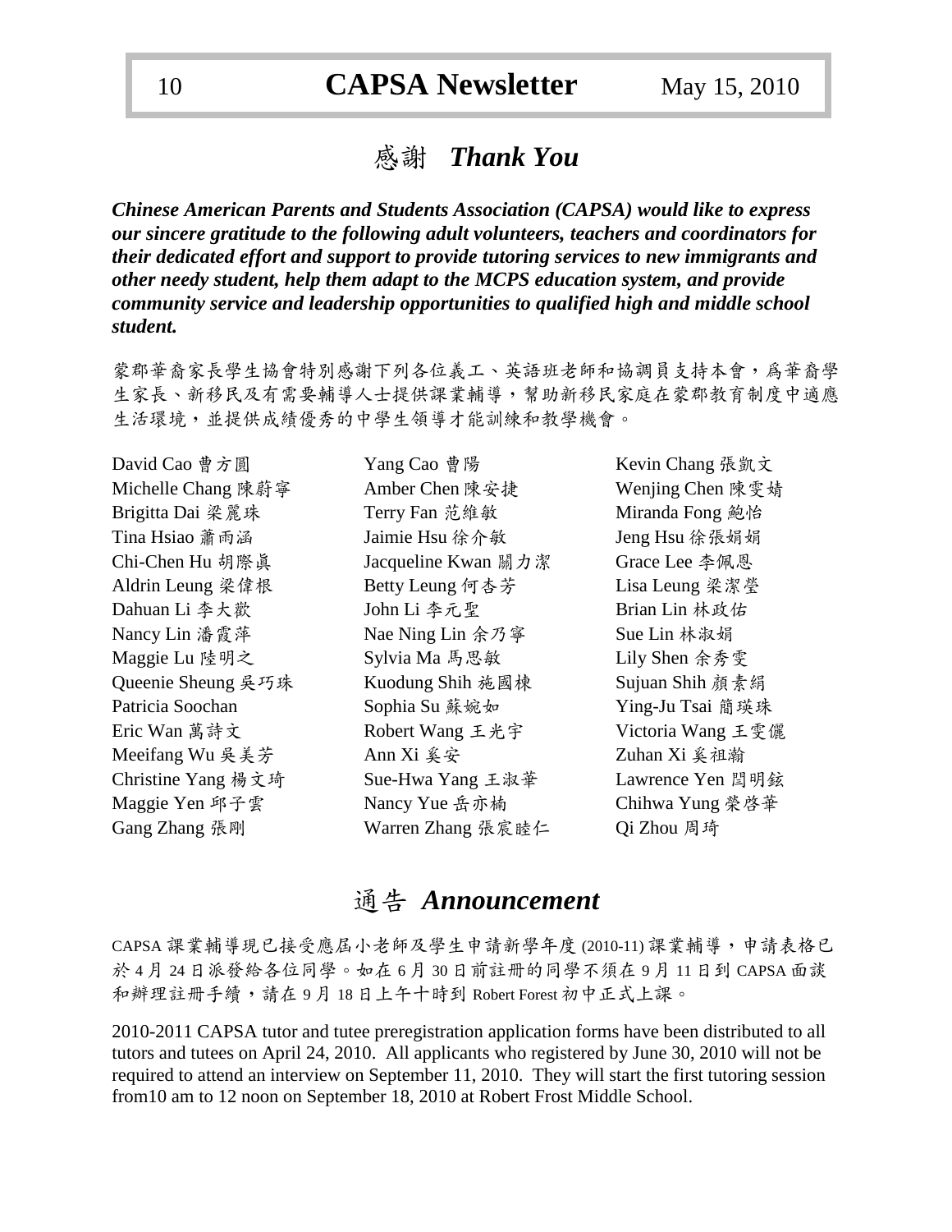# 感謝 *Thank You*

***Chinese American Parents and Students Association (CAPSA) would like to express our sincere gratitude to the following adult volunteers, teachers and coordinators for their dedicated effort and support to provide tutoring services to new immigrants and other needy student, help them adapt to the MCPS education system, and provide community service and leadership opportunities to qualified high and middle school student.***

蒙郡華裔家長學生協會特別感謝下列各位義工、英語班老師和協調員支持本會，為華裔學生家長、新移民及有需要輔導人士提供課業輔導，幫助新移民家庭在蒙郡教育制度中適應生活環境，並提供成績優秀的中學生領導才能訓練和教學機會。

David Cao 曹方圓
Michelle Chang 陳蔚寧
Brigitta Dai 梁麗珠
Tina Hsiao 蕭雨涵
Chi-Chen Hu 胡際眞
Aldrin Leung 梁偉根
Dahuan Li 李大歡
Nancy Lin 潘霞萍
Maggie Lu 陸明之
Queenie Sheung 吳巧珠
Patricia Soochan
Eric Wan 萬詩文
Meeifang Wu 吳美芳
Christine Yang 楊文琦
Maggie Yen 邱子雲
Gang Zhang 張剛
Yang Cao 曹陽
Amber Chen 陳安捷
Terry Fan 范維敏
Jaimie Hsu 徐介敏
Jacqueline Kwan 關力潔
Betty Leung 何杏芳
John Li 李元聖
Nae Ning Lin 余乃寧
Sylvia Ma 馬思敏
Kuodung Shih 施國棟
Sophia Su 蘇婉如
Robert Wang 王光宇
Ann Xi 奚安
Sue-Hwa Yang 王淑華
Nancy Yue 岳亦楠
Warren Zhang 張宸睦仁
Kevin Chang 張凱文
Wenjing Chen 陳雯婧
Miranda Fong 鮑怡
Jeng Hsu 徐張娟娟
Grace Lee 李佩恩
Lisa Leung 梁潔瑩
Brian Lin 林政佑
Sue Lin 林淑娟
Lily Shen 余秀雯
Sujuan Shih 顏素絹
Ying-Ju Tsai 簡瑛珠
Victoria Wang 王雯儷
Zuhan Xi 奚祖瀚
Lawrence Yen 閆明鉉
Chihwa Yung 榮啓華
Qi Zhou 周琦

# 通告 *Announcement*

CAPSA 課業輔導現已接受應屆小老師及學生申請新學年度 (2010-11) 課業輔導，申請表格已於 4 月 24 日派發給各位同學。如在 6 月 30 日前註冊的同學不須在 9 月 11 日到 CAPSA 面談和辦理註冊手續，請在 9 月 18 日上午十時到 Robert Forest 初中正式上課。

2010-2011 CAPSA tutor and tutee preregistration application forms have been distributed to all tutors and tutees on April 24, 2010. All applicants who registered by June 30, 2010 will not be required to attend an interview on September 11, 2010. They will start the first tutoring session from10 am to 12 noon on September 18, 2010 at Robert Frost Middle School.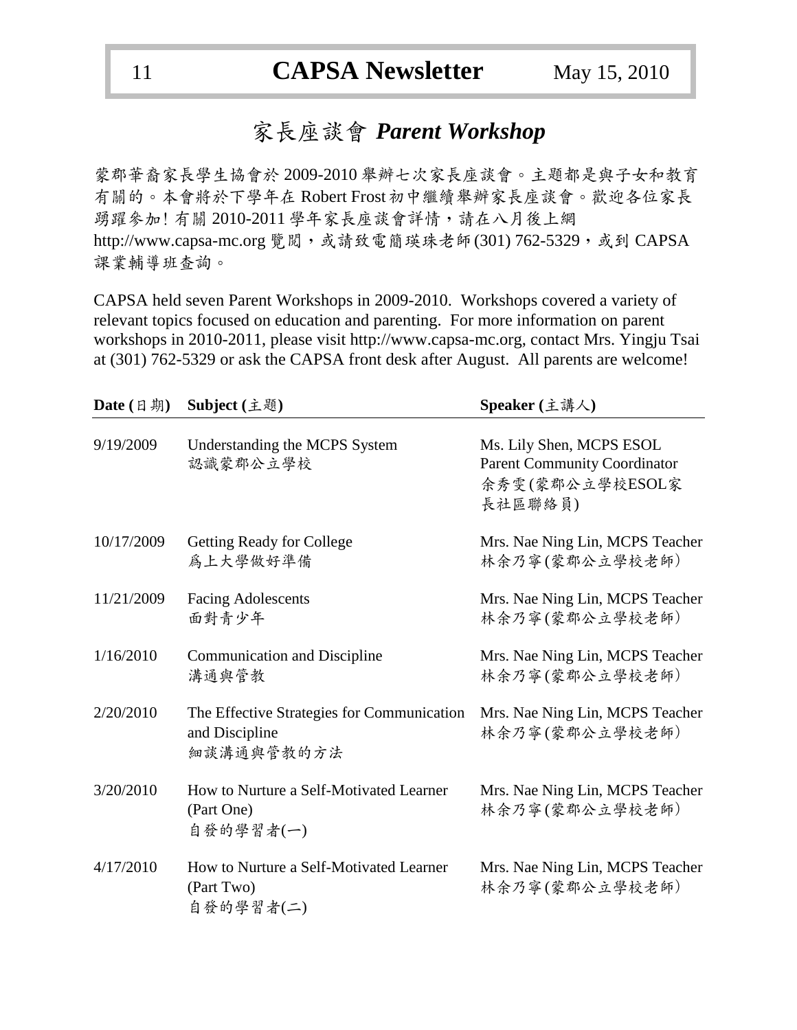# 家長座談會 *Parent Workshop*

蒙郡華裔家長學生協會於 2009-2010 舉辦七次家長座談會。主題都是與子女和教育有關的。本會將於下學年在 Robert Frost 初中繼續舉辦家長座談會。歡迎各位家長踴躍參加! 有關 2010-2011 學年家長座談會詳情，請在八月後上網 http://www.capsa-mc.org 覽閱，或請致電簡瑛珠老師 (301) 762-5329，或到 CAPSA 課業輔導班查詢。

CAPSA held seven Parent Workshops in 2009-2010. Workshops covered a variety of relevant topics focused on education and parenting. For more information on parent workshops in 2010-2011, please visit http://www.capsa-mc.org, contact Mrs. Yingju Tsai at (301) 762-5329 or ask the CAPSA front desk after August. All parents are welcome!

| Date (日期) | Subject (主題) | Speaker (主講人) |
|---|---|---|
| 9/19/2009 | Understanding the MCPS System<br>認識蒙郡公立學校 | Ms. Lily Shen, MCPS ESOL Parent Community Coordinator<br>余秀雯(蒙郡公立學校ESOL家長社區聯絡員) |
| 10/17/2009 | Getting Ready for College<br>爲上大學做好準備 | Mrs. Nae Ning Lin, MCPS Teacher<br>林余乃寧(蒙郡公立學校老師) |
| 11/21/2009 | Facing Adolescents<br>面對青少年 | Mrs. Nae Ning Lin, MCPS Teacher<br>林余乃寧(蒙郡公立學校老師) |
| 1/16/2010 | Communication and Discipline<br>溝通與管教 | Mrs. Nae Ning Lin, MCPS Teacher<br>林余乃寧(蒙郡公立學校老師) |
| 2/20/2010 | The Effective Strategies for Communication and Discipline<br>細談溝通與管教的方法 | Mrs. Nae Ning Lin, MCPS Teacher<br>林余乃寧(蒙郡公立學校老師) |
| 3/20/2010 | How to Nurture a Self-Motivated Learner (Part One)<br>自發的學習者(一) | Mrs. Nae Ning Lin, MCPS Teacher<br>林余乃寧(蒙郡公立學校老師) |
| 4/17/2010 | How to Nurture a Self-Motivated Learner (Part Two)<br>自發的學習者(二) | Mrs. Nae Ning Lin, MCPS Teacher<br>林余乃寧(蒙郡公立學校老師) |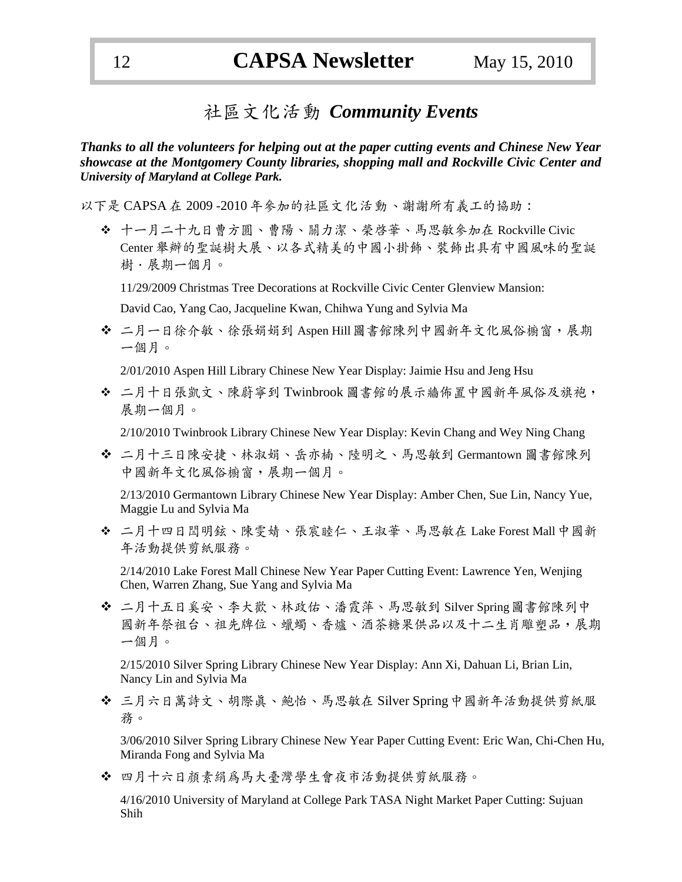# 社區文化活動 *Community Events*

***Thanks to all the volunteers for helping out at the paper cutting events and Chinese New Year showcase at the Montgomery County libraries, shopping mall and Rockville Civic Center and University of Maryland at College Park.***

以下是 CAPSA 在 2009 -2010 年參加的社區文化活動、謝謝所有義工的協助：

- 十一月二十九日曹方圓、曹陽、關力潔、榮啓華、馬思敏參加在 Rockville Civic Center 舉辦的聖誕樹大展、以各式精美的中國小掛飾、裝飾出具有中國風味的聖誕樹・展期一個月。

  11/29/2009 Christmas Tree Decorations at Rockville Civic Center Glenview Mansion:

  David Cao, Yang Cao, Jacqueline Kwan, Chihwa Yung and Sylvia Ma

- 二月一日徐介敏、徐張娟娟到 Aspen Hill 圖書館陳列中國新年文化風俗櫥窗，展期一個月。

  2/01/2010 Aspen Hill Library Chinese New Year Display: Jaimie Hsu and Jeng Hsu

- 二月十日張凱文、陳蔚寧到 Twinbrook 圖書館的展示牆佈置中國新年風俗及旗袍，展期一個月。

  2/10/2010 Twinbrook Library Chinese New Year Display: Kevin Chang and Wey Ning Chang

- 二月十三日陳安捷、林淑娟、岳亦楠、陸明之、馬思敏到 Germantown 圖書館陳列中國新年文化風俗櫥窗，展期一個月。

  2/13/2010 Germantown Library Chinese New Year Display: Amber Chen, Sue Lin, Nancy Yue, Maggie Lu and Sylvia Ma

- 二月十四日閆明鉉、陳雯婧、張宸睦仁、王淑華、馬思敏在 Lake Forest Mall 中國新年活動提供剪紙服務。

  2/14/2010 Lake Forest Mall Chinese New Year Paper Cutting Event: Lawrence Yen, Wenjing Chen, Warren Zhang, Sue Yang and Sylvia Ma

- 二月十五日奚安、李大歡、林政佑、潘霞萍、馬思敏到 Silver Spring 圖書館陳列中國新年祭祖台、祖先牌位、蠟燭、香爐、酒茶糖果供品以及十二生肖雕塑品，展期一個月。

  2/15/2010 Silver Spring Library Chinese New Year Display: Ann Xi, Dahuan Li, Brian Lin, Nancy Lin and Sylvia Ma

- 三月六日萬詩文、胡際眞、鮑怡、馬思敏在 Silver Spring 中國新年活動提供剪紙服務。

  3/06/2010 Silver Spring Library Chinese New Year Paper Cutting Event: Eric Wan, Chi-Chen Hu, Miranda Fong and Sylvia Ma

- 四月十六日顏素絹爲馬大臺灣學生會夜市活動提供剪紙服務。

  4/16/2010 University of Maryland at College Park TASA Night Market Paper Cutting: Sujuan Shih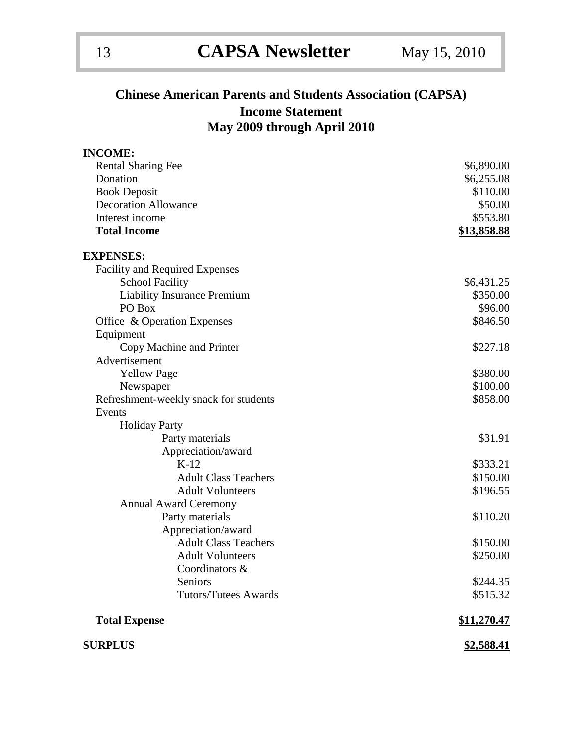## Chinese American Parents and Students Association (CAPSA)
## Income Statement
## May 2009 through April 2010

| | |
|---|---:|
| **INCOME:** | |
| Rental Sharing Fee | $6,890.00 |
| Donation | $6,255.08 |
| Book Deposit | $110.00 |
| Decoration Allowance | $50.00 |
| Interest income | $553.80 |
| **Total Income** | **$13,858.88** |
| | |
| **EXPENSES:** | |
| Facility and Required Expenses | |
| School Facility | $6,431.25 |
| Liability Insurance Premium | $350.00 |
| PO Box | $96.00 |
| Office & Operation Expenses | $846.50 |
| Equipment | |
| Copy Machine and Printer | $227.18 |
| Advertisement | |
| Yellow Page | $380.00 |
| Newspaper | $100.00 |
| Refreshment-weekly snack for students | $858.00 |
| Events | |
| Holiday Party | |
| Party materials | $31.91 |
| Appreciation/award | |
| K-12 | $333.21 |
| Adult Class Teachers | $150.00 |
| Adult Volunteers | $196.55 |
| Annual Award Ceremony | |
| Party materials | $110.20 |
| Appreciation/award | |
| Adult Class Teachers | $150.00 |
| Adult Volunteers | $250.00 |
| Coordinators & Seniors | $244.35 |
| Tutors/Tutees Awards | $515.32 |
| | |
| **Total Expense** | **$11,270.47** |
| | |
| **SURPLUS** | **$2,588.41** |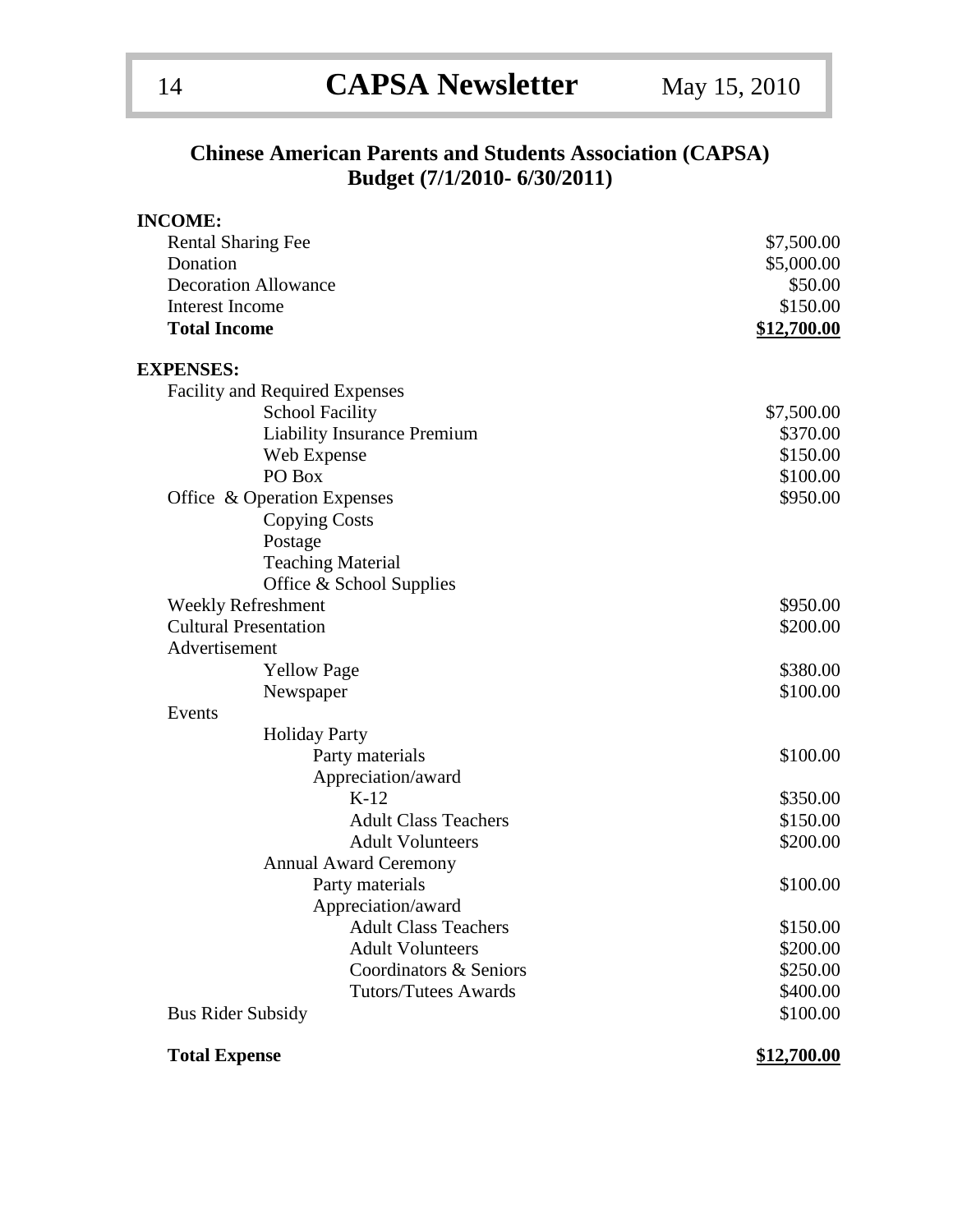## Chinese American Parents and Students Association (CAPSA)
## Budget (7/1/2010- 6/30/2011)

| | |
|---|---|
| **INCOME:** | |
| Rental Sharing Fee | $7,500.00 |
| Donation | $5,000.00 |
| Decoration Allowance | $50.00 |
| Interest Income | $150.00 |
| **Total Income** | **$12,700.00** |
| | |
| **EXPENSES:** | |
| Facility and Required Expenses | |
| School Facility | $7,500.00 |
| Liability Insurance Premium | $370.00 |
| Web Expense | $150.00 |
| PO Box | $100.00 |
| Office & Operation Expenses | $950.00 |
| Copying Costs | |
| Postage | |
| Teaching Material | |
| Office & School Supplies | |
| Weekly Refreshment | $950.00 |
| Cultural Presentation | $200.00 |
| Advertisement | |
| Yellow Page | $380.00 |
| Newspaper | $100.00 |
| Events | |
| Holiday Party | |
| Party materials | $100.00 |
| Appreciation/award | |
| K-12 | $350.00 |
| Adult Class Teachers | $150.00 |
| Adult Volunteers | $200.00 |
| Annual Award Ceremony | |
| Party materials | $100.00 |
| Appreciation/award | |
| Adult Class Teachers | $150.00 |
| Adult Volunteers | $200.00 |
| Coordinators & Seniors | $250.00 |
| Tutors/Tutees Awards | $400.00 |
| Bus Rider Subsidy | $100.00 |
| | |
| **Total Expense** | **$12,700.00** |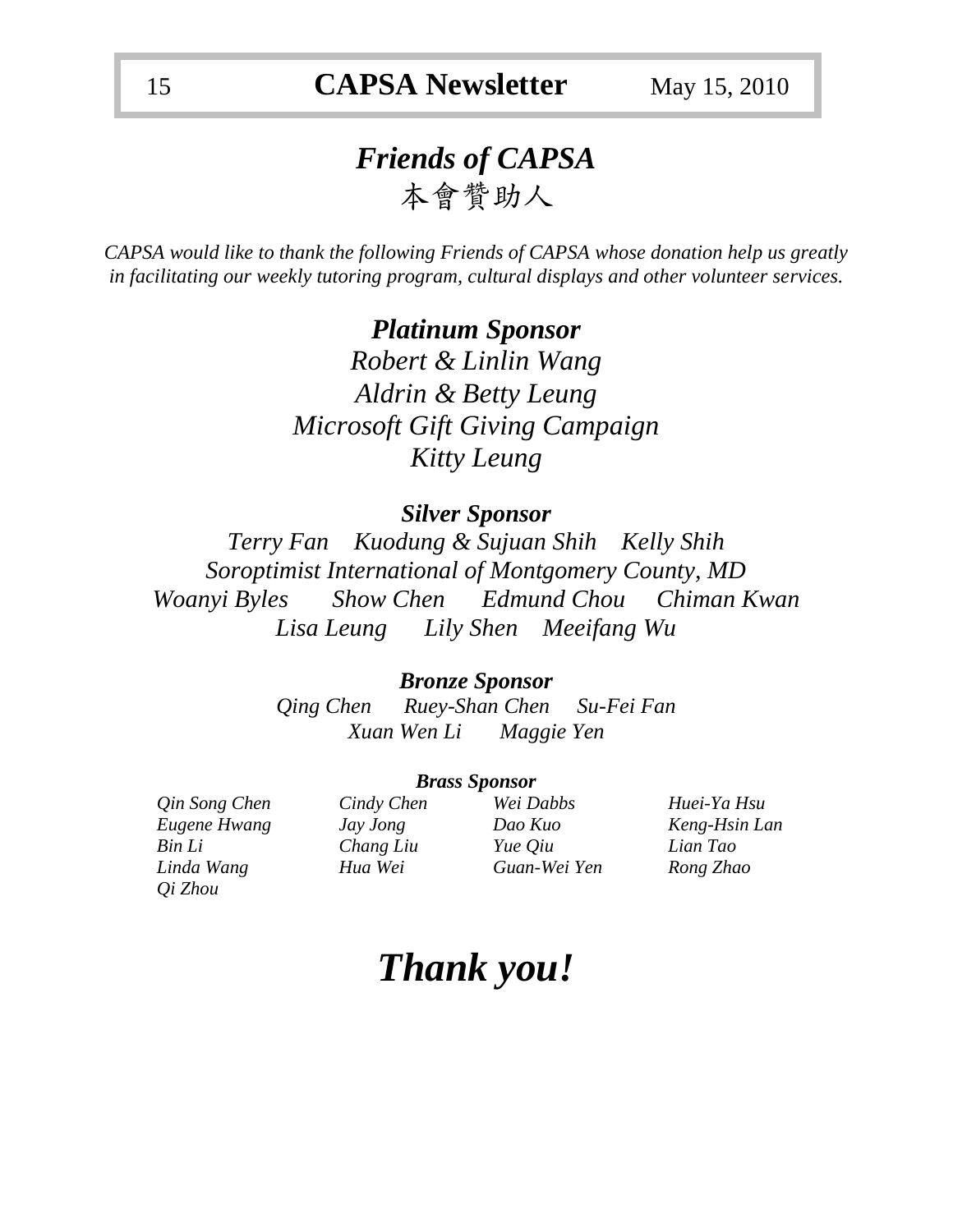# *Friends of CAPSA*

# 本會贊助人

*CAPSA would like to thank the following Friends of CAPSA whose donation help us greatly in facilitating our weekly tutoring program, cultural displays and other volunteer services.*

## *Platinum Sponsor*

*Robert & Linlin Wang*

*Aldrin & Betty Leung*

*Microsoft Gift Giving Campaign*

*Kitty Leung*

### *Silver Sponsor*

*Terry Fan    Kuodung & Sujuan Shih    Kelly Shih*

*Soroptimist International of Montgomery County, MD*

*Woanyi Byles    Show Chen    Edmund Chou    Chiman Kwan*

*Lisa Leung    Lily Shen    Meeifang Wu*

### *Bronze Sponsor*

*Qing Chen    Ruey-Shan Chen    Su-Fei Fan*

*Xuan Wen Li    Maggie Yen*

#### *Brass Sponsor*

| | | | |
|---|---|---|---|
| *Qin Song Chen* | *Cindy Chen* | *Wei Dabbs* | *Huei-Ya Hsu* |
| *Eugene Hwang* | *Jay Jong* | *Dao Kuo* | *Keng-Hsin Lan* |
| *Bin Li* | *Chang Liu* | *Yue Qiu* | *Lian Tao* |
| *Linda Wang* | *Hua Wei* | *Guan-Wei Yen* | *Rong Zhao* |
| *Qi Zhou* | | | |

# *Thank you!*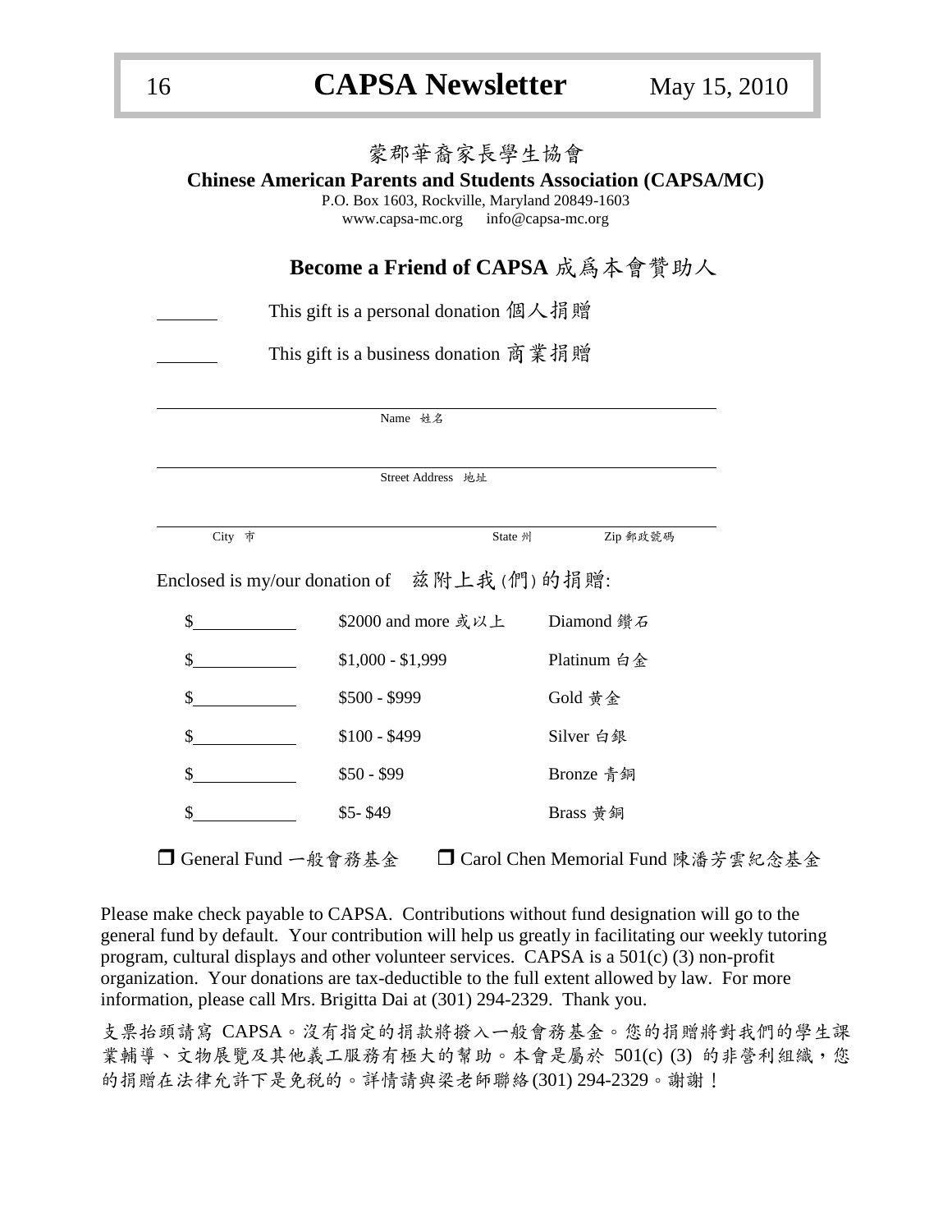蒙郡華裔家長學生協會

**Chinese American Parents and Students Association (CAPSA/MC)**

P.O. Box 1603, Rockville, Maryland 20849-1603

www.capsa-mc.org info@capsa-mc.org

## Become a Friend of CAPSA 成爲本會贊助人

_______ This gift is a personal donation 個人捐贈

_______ This gift is a business donation 商業捐贈

Name 姓名

Street Address 地址

City 市 State 州 Zip 郵政號碼

Enclosed is my/our donation of 茲附上我(們)的捐贈:

| | | |
|---|---|---|
| $__________ | $2000 and more 或以上 | Diamond 鑽石 |
| $__________ | $1,000 - $1,999 | Platinum 白金 |
| $__________ | $500 - $999 | Gold 黄金 |
| $__________ | $100 - $499 | Silver 白銀 |
| $__________ | $50 - $99 | Bronze 青銅 |
| $__________ | $5- $49 | Brass 黄銅 |

❐ General Fund 一般會務基金 ❐ Carol Chen Memorial Fund 陳潘芳雲紀念基金

Please make check payable to CAPSA. Contributions without fund designation will go to the general fund by default. Your contribution will help us greatly in facilitating our weekly tutoring program, cultural displays and other volunteer services. CAPSA is a 501(c) (3) non-profit organization. Your donations are tax-deductible to the full extent allowed by law. For more information, please call Mrs. Brigitta Dai at (301) 294-2329. Thank you.

支票抬頭請寫 CAPSA。沒有指定的捐款將撥入一般會務基金。您的捐贈將對我們的學生課業輔導、文物展覽及其他義工服務有極大的幫助。本會是屬於 501(c) (3) 的非營利組織，您的捐贈在法律允許下是免稅的。詳情請與梁老師聯絡(301) 294-2329。謝謝！